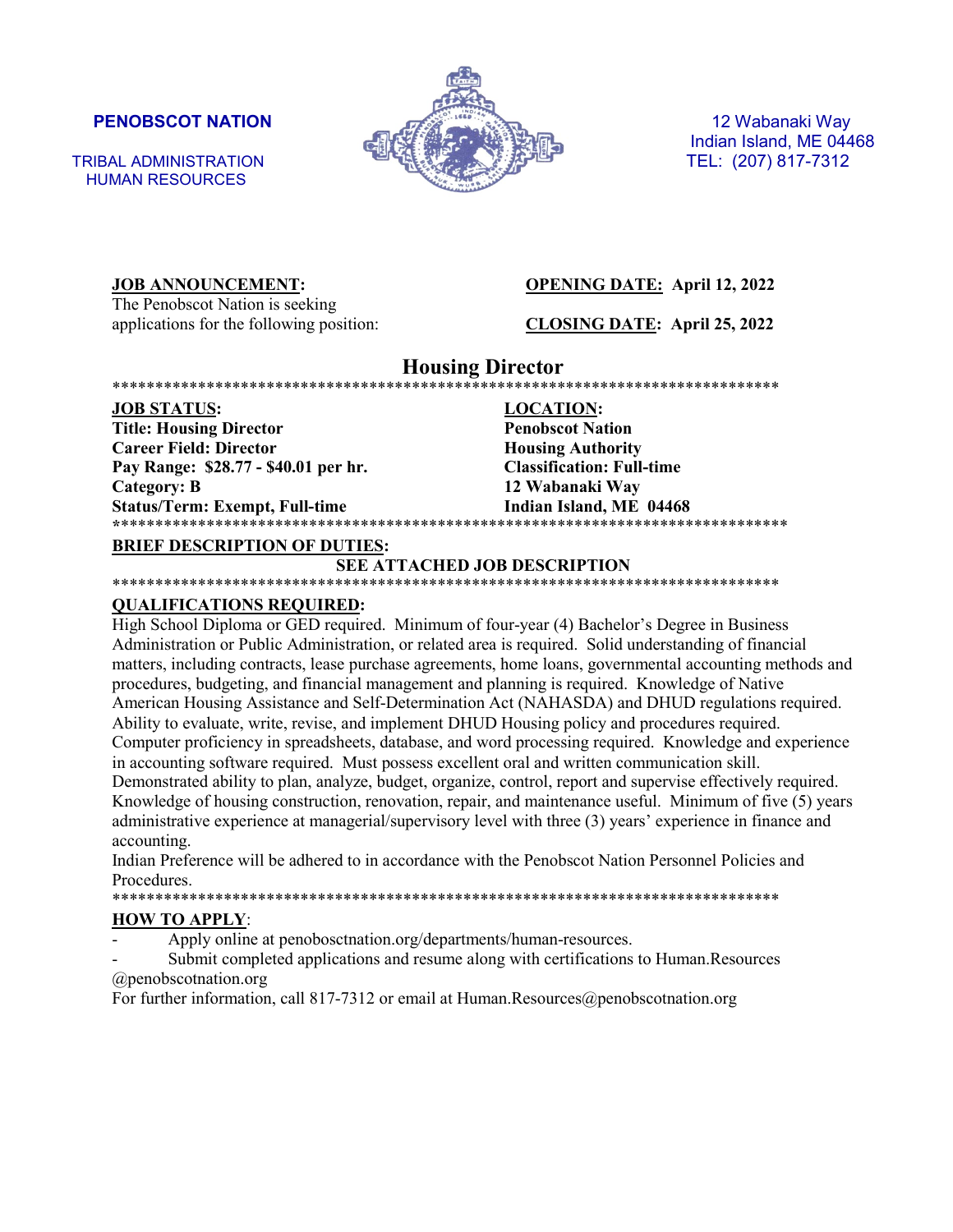**PENOBSCOT NATION**

TRIBAL ADMINISTRATION
HUMAN RESOURCES

12 Wabanaki Way
Indian Island, ME 04468
TEL: (207) 817-7312

**JOB ANNOUNCEMENT:**
The Penobscot Nation is seeking applications for the following position:

**OPENING DATE: April 12, 2022**

**CLOSING DATE: April 25, 2022**

# Housing Director

*********************************************************************************

**JOB STATUS:**
**Title: Housing Director**
**Career Field: Director**
**Pay Range: $28.77 - $40.01 per hr.**
**Category: B**
**Status/Term: Exempt, Full-time**

**LOCATION:**
**Penobscot Nation**
**Housing Authority**
**Classification: Full-time**
**12 Wabanaki Way**
**Indian Island, ME 04468**

*********************************************************************************

**BRIEF DESCRIPTION OF DUTIES:**

**SEE ATTACHED JOB DESCRIPTION**

*********************************************************************************

**QUALIFICATIONS REQUIRED:**

High School Diploma or GED required. Minimum of four-year (4) Bachelor's Degree in Business Administration or Public Administration, or related area is required. Solid understanding of financial matters, including contracts, lease purchase agreements, home loans, governmental accounting methods and procedures, budgeting, and financial management and planning is required. Knowledge of Native American Housing Assistance and Self-Determination Act (NAHASDA) and DHUD regulations required. Ability to evaluate, write, revise, and implement DHUD Housing policy and procedures required. Computer proficiency in spreadsheets, database, and word processing required. Knowledge and experience in accounting software required. Must possess excellent oral and written communication skill. Demonstrated ability to plan, analyze, budget, organize, control, report and supervise effectively required. Knowledge of housing construction, renovation, repair, and maintenance useful. Minimum of five (5) years administrative experience at managerial/supervisory level with three (3) years' experience in finance and accounting.

Indian Preference will be adhered to in accordance with the Penobscot Nation Personnel Policies and Procedures.

*********************************************************************************

**HOW TO APPLY:**

- Apply online at penobosctnation.org/departments/human-resources.
- Submit completed applications and resume along with certifications to Human.Resources @penobscotnation.org

For further information, call 817-7312 or email at Human.Resources@penobscotnation.org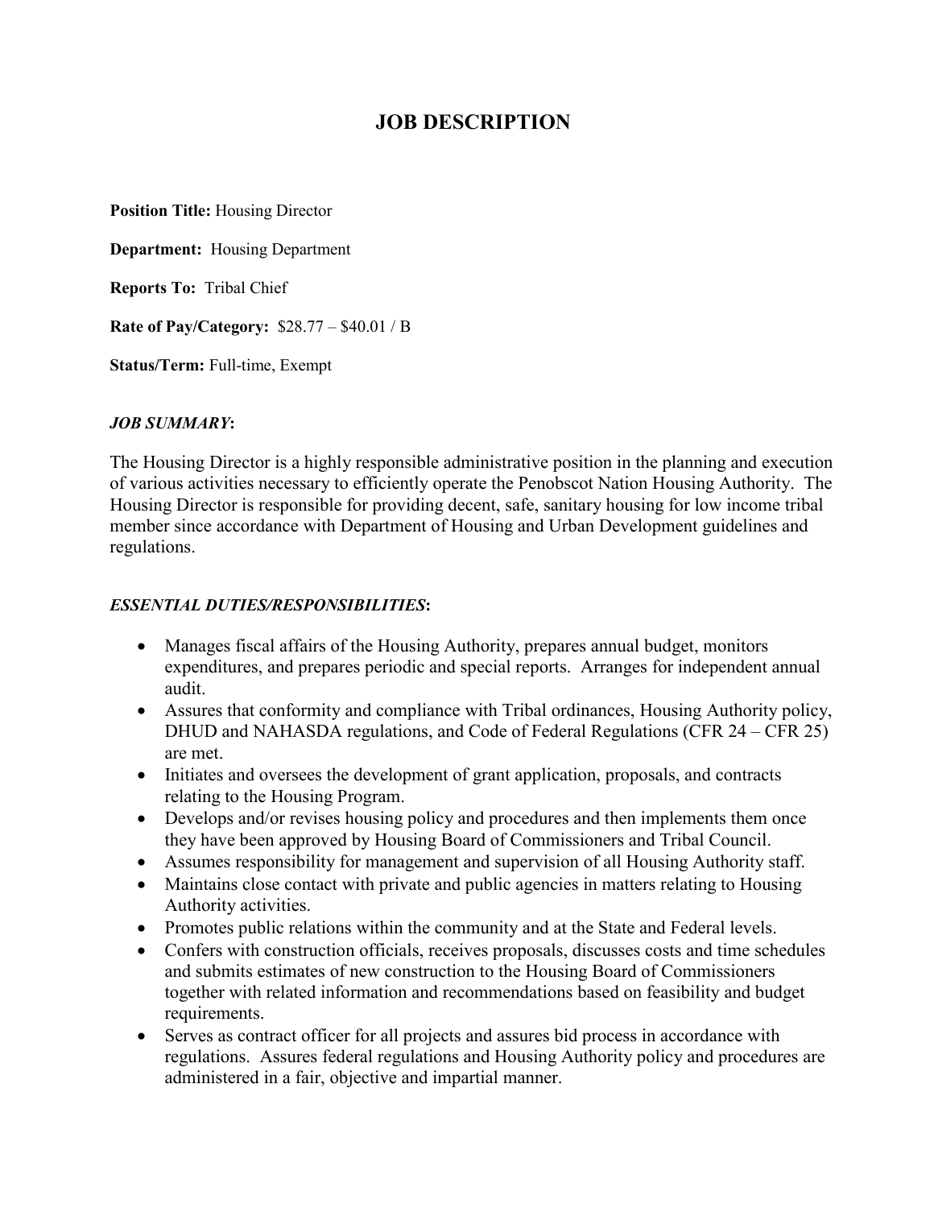# JOB DESCRIPTION

**Position Title:** Housing Director

**Department:** Housing Department

**Reports To:** Tribal Chief

**Rate of Pay/Category:** $28.77 – $40.01 / B

**Status/Term:** Full-time, Exempt

***JOB SUMMARY*:**

The Housing Director is a highly responsible administrative position in the planning and execution of various activities necessary to efficiently operate the Penobscot Nation Housing Authority. The Housing Director is responsible for providing decent, safe, sanitary housing for low income tribal member since accordance with Department of Housing and Urban Development guidelines and regulations.

***ESSENTIAL DUTIES/RESPONSIBILITIES*:**

- Manages fiscal affairs of the Housing Authority, prepares annual budget, monitors expenditures, and prepares periodic and special reports. Arranges for independent annual audit.
- Assures that conformity and compliance with Tribal ordinances, Housing Authority policy, DHUD and NAHASDA regulations, and Code of Federal Regulations (CFR 24 – CFR 25) are met.
- Initiates and oversees the development of grant application, proposals, and contracts relating to the Housing Program.
- Develops and/or revises housing policy and procedures and then implements them once they have been approved by Housing Board of Commissioners and Tribal Council.
- Assumes responsibility for management and supervision of all Housing Authority staff.
- Maintains close contact with private and public agencies in matters relating to Housing Authority activities.
- Promotes public relations within the community and at the State and Federal levels.
- Confers with construction officials, receives proposals, discusses costs and time schedules and submits estimates of new construction to the Housing Board of Commissioners together with related information and recommendations based on feasibility and budget requirements.
- Serves as contract officer for all projects and assures bid process in accordance with regulations. Assures federal regulations and Housing Authority policy and procedures are administered in a fair, objective and impartial manner.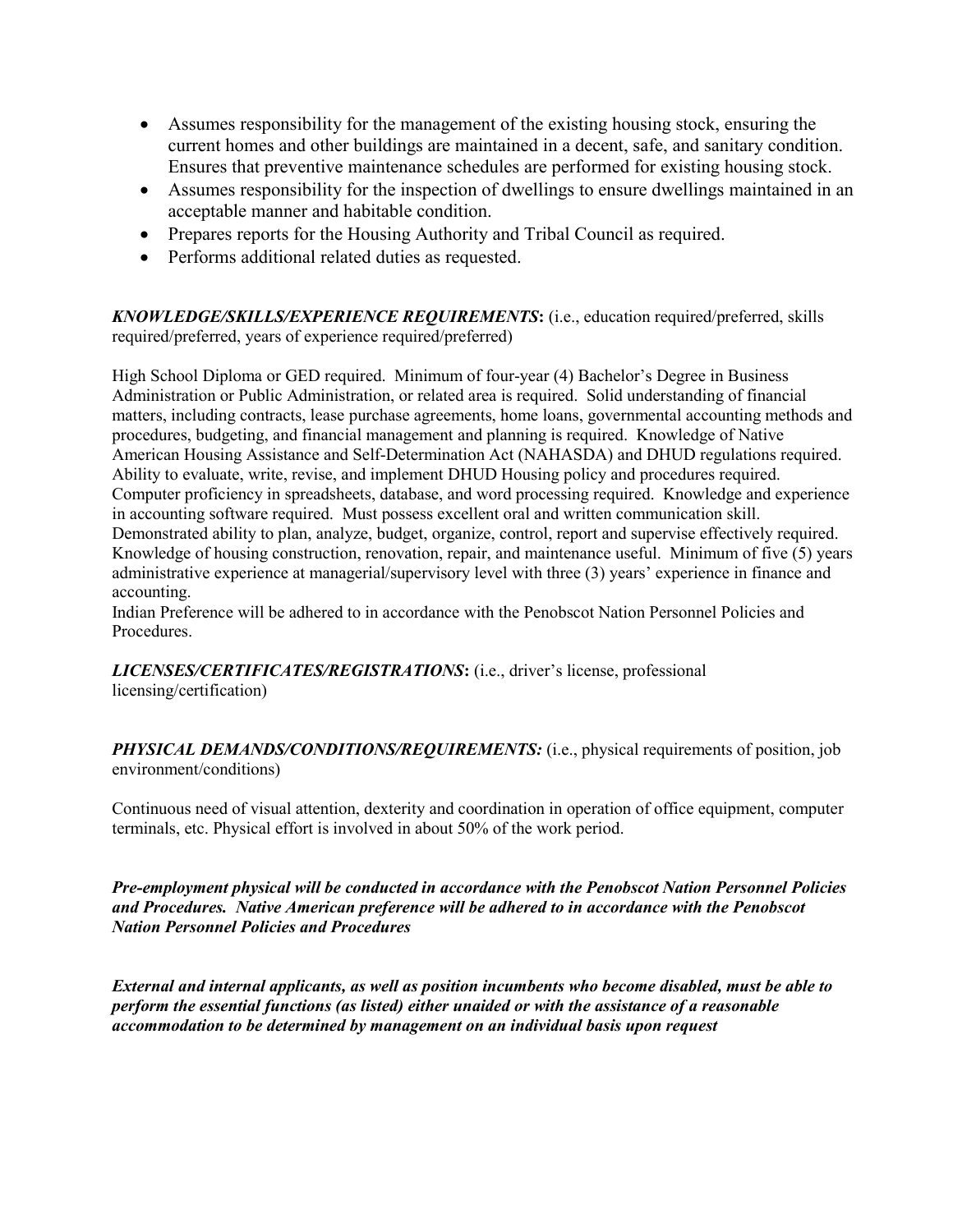- Assumes responsibility for the management of the existing housing stock, ensuring the current homes and other buildings are maintained in a decent, safe, and sanitary condition. Ensures that preventive maintenance schedules are performed for existing housing stock.
- Assumes responsibility for the inspection of dwellings to ensure dwellings maintained in an acceptable manner and habitable condition.
- Prepares reports for the Housing Authority and Tribal Council as required.
- Performs additional related duties as requested.

***KNOWLEDGE/SKILLS/EXPERIENCE REQUIREMENTS*:** (i.e., education required/preferred, skills required/preferred, years of experience required/preferred)

High School Diploma or GED required. Minimum of four-year (4) Bachelor's Degree in Business Administration or Public Administration, or related area is required. Solid understanding of financial matters, including contracts, lease purchase agreements, home loans, governmental accounting methods and procedures, budgeting, and financial management and planning is required. Knowledge of Native American Housing Assistance and Self-Determination Act (NAHASDA) and DHUD regulations required. Ability to evaluate, write, revise, and implement DHUD Housing policy and procedures required. Computer proficiency in spreadsheets, database, and word processing required. Knowledge and experience in accounting software required. Must possess excellent oral and written communication skill. Demonstrated ability to plan, analyze, budget, organize, control, report and supervise effectively required. Knowledge of housing construction, renovation, repair, and maintenance useful. Minimum of five (5) years administrative experience at managerial/supervisory level with three (3) years' experience in finance and accounting.
Indian Preference will be adhered to in accordance with the Penobscot Nation Personnel Policies and Procedures.

***LICENSES/CERTIFICATES/REGISTRATIONS*:** (i.e., driver's license, professional licensing/certification)

***PHYSICAL DEMANDS/CONDITIONS/REQUIREMENTS:*** (i.e., physical requirements of position, job environment/conditions)

Continuous need of visual attention, dexterity and coordination in operation of office equipment, computer terminals, etc. Physical effort is involved in about 50% of the work period.

***Pre-employment physical will be conducted in accordance with the Penobscot Nation Personnel Policies and Procedures. Native American preference will be adhered to in accordance with the Penobscot Nation Personnel Policies and Procedures***

***External and internal applicants, as well as position incumbents who become disabled, must be able to perform the essential functions (as listed) either unaided or with the assistance of a reasonable accommodation to be determined by management on an individual basis upon request***